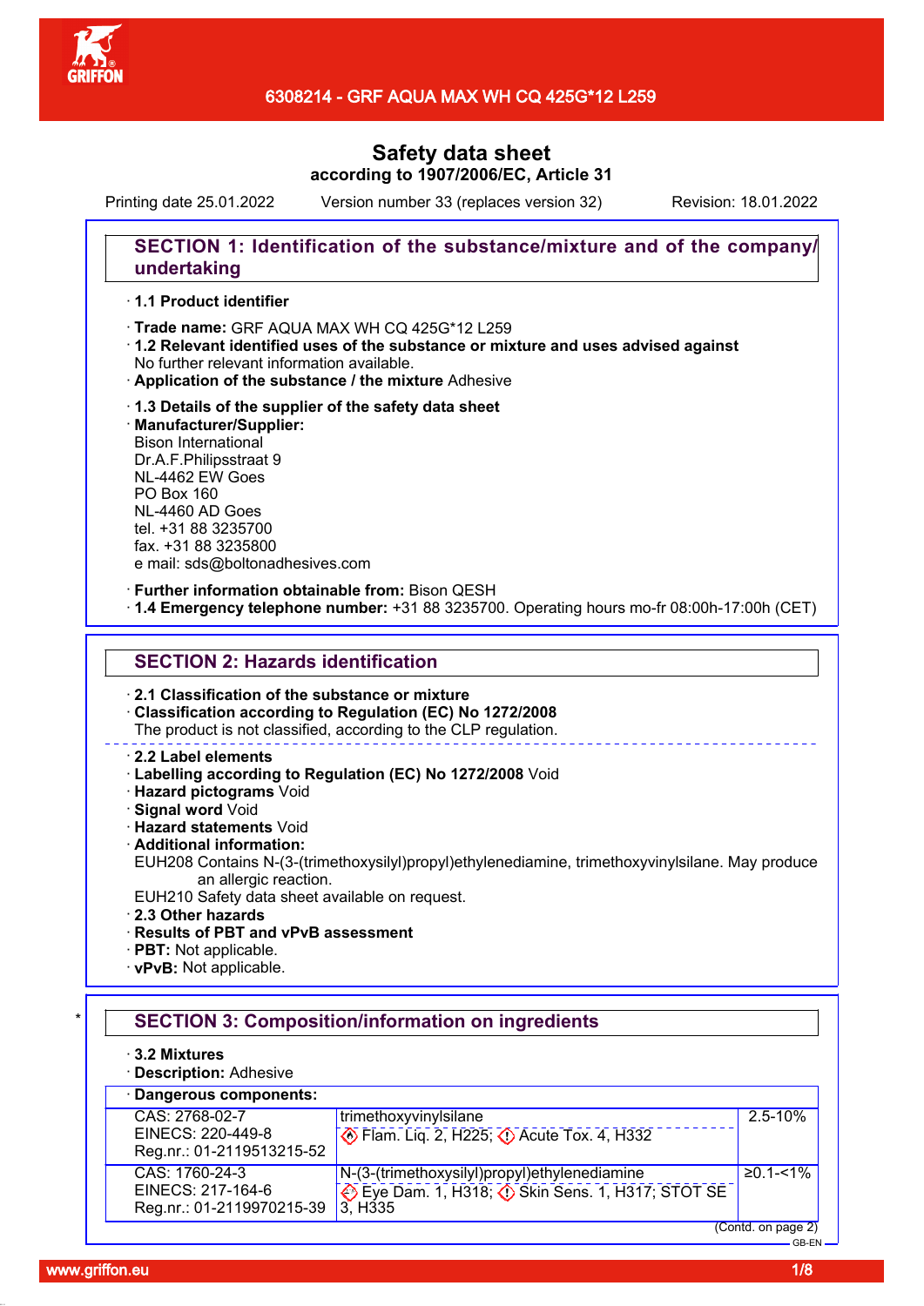# 6308214 - GRF AQUA MAX WH CQ 425G*12 L259

## Safety data sheet
**according to 1907/2006/EC, Article 31**

Printing date 25.01.2022 Version number 33 (replaces version 32) Revision: 18.01.2022

## SECTION 1: Identification of the substance/mixture and of the company/undertaking

· **1.1 Product identifier**

· **Trade name:** GRF AQUA MAX WH CQ 425G*12 L259
· **1.2 Relevant identified uses of the substance or mixture and uses advised against**
No further relevant information available.
· **Application of the substance / the mixture** Adhesive

· **1.3 Details of the supplier of the safety data sheet**
· **Manufacturer/Supplier:**
Bison International
Dr.A.F.Philipsstraat 9
NL-4462 EW Goes
PO Box 160
NL-4460 AD Goes
tel. +31 88 3235700
fax. +31 88 3235800
e mail: sds@boltonadhesives.com

· **Further information obtainable from:** Bison QESH
· **1.4 Emergency telephone number:** +31 88 3235700. Operating hours mo-fr 08:00h-17:00h (CET)

## SECTION 2: Hazards identification

· **2.1 Classification of the substance or mixture**
· **Classification according to Regulation (EC) No 1272/2008**
The product is not classified, according to the CLP regulation.

· **2.2 Label elements**
· **Labelling according to Regulation (EC) No 1272/2008** Void
· **Hazard pictograms** Void
· **Signal word** Void
· **Hazard statements** Void
· **Additional information:**
EUH208 Contains N-(3-(trimethoxysilyl)propyl)ethylenediamine, trimethoxyvinylsilane. May produce an allergic reaction.
EUH210 Safety data sheet available on request.
· **2.3 Other hazards**
· **Results of PBT and vPvB assessment**
· **PBT:** Not applicable.
· **vPvB:** Not applicable.

## SECTION 3: Composition/information on ingredients

· **3.2 Mixtures**
· **Description:** Adhesive

| · **Dangerous components:** | | |
|---|---|---|
| CAS: 2768-02-7<br>EINECS: 220-449-8<br>Reg.nr.: 01-2119513215-52 | trimethoxyvinylsilane<br>Flam. Liq. 2, H225; Acute Tox. 4, H332 | 2.5-10% |
| CAS: 1760-24-3<br>EINECS: 217-164-6<br>Reg.nr.: 01-2119970215-39 | N-(3-(trimethoxysilyl)propyl)ethylenediamine<br>Eye Dam. 1, H318; Skin Sens. 1, H317; STOT SE 3, H335 | ≥0.1-<1% |

(Contd. on page 2)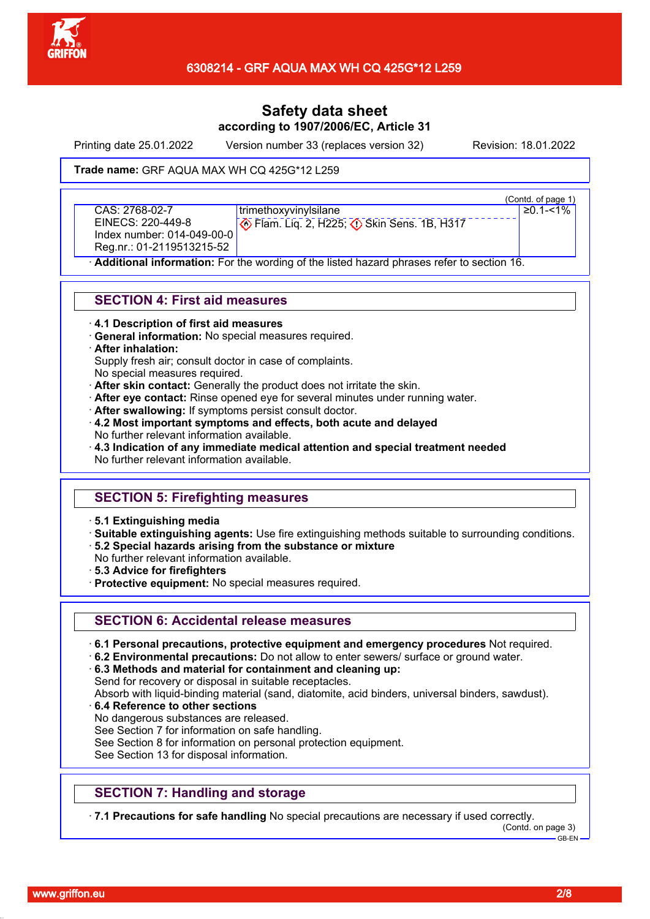Safety data sheet
according to 1907/2006/EC, Article 31

Printing date 25.01.2022 Version number 33 (replaces version 32) Revision: 18.01.2022

**Trade name:** GRF AQUA MAX WH CQ 425G*12 L259

(Contd. of page 1)

| | | |
|---|---|---|
| CAS: 2768-02-7<br>EINECS: 220-449-8<br>Index number: 014-049-00-0<br>Reg.nr.: 01-2119513215-52 | trimethoxyvinylsilane<br>Flam. Liq. 2, H225; Skin Sens. 1B, H317 | ≥0.1-<1% |

· **Additional information:** For the wording of the listed hazard phrases refer to section 16.

## SECTION 4: First aid measures

· **4.1 Description of first aid measures**
· **General information:** No special measures required.
· **After inhalation:**
Supply fresh air; consult doctor in case of complaints.
No special measures required.
· **After skin contact:** Generally the product does not irritate the skin.
· **After eye contact:** Rinse opened eye for several minutes under running water.
· **After swallowing:** If symptoms persist consult doctor.
· **4.2 Most important symptoms and effects, both acute and delayed**
No further relevant information available.
· **4.3 Indication of any immediate medical attention and special treatment needed**
No further relevant information available.

## SECTION 5: Firefighting measures

· **5.1 Extinguishing media**
· **Suitable extinguishing agents:** Use fire extinguishing methods suitable to surrounding conditions.
· **5.2 Special hazards arising from the substance or mixture**
No further relevant information available.
· **5.3 Advice for firefighters**
· **Protective equipment:** No special measures required.

## SECTION 6: Accidental release measures

· **6.1 Personal precautions, protective equipment and emergency procedures** Not required.
· **6.2 Environmental precautions:** Do not allow to enter sewers/ surface or ground water.
· **6.3 Methods and material for containment and cleaning up:**
Send for recovery or disposal in suitable receptacles.
Absorb with liquid-binding material (sand, diatomite, acid binders, universal binders, sawdust).
· **6.4 Reference to other sections**
No dangerous substances are released.
See Section 7 for information on safe handling.
See Section 8 for information on personal protection equipment.
See Section 13 for disposal information.

## SECTION 7: Handling and storage

· **7.1 Precautions for safe handling** No special precautions are necessary if used correctly.

(Contd. on page 3)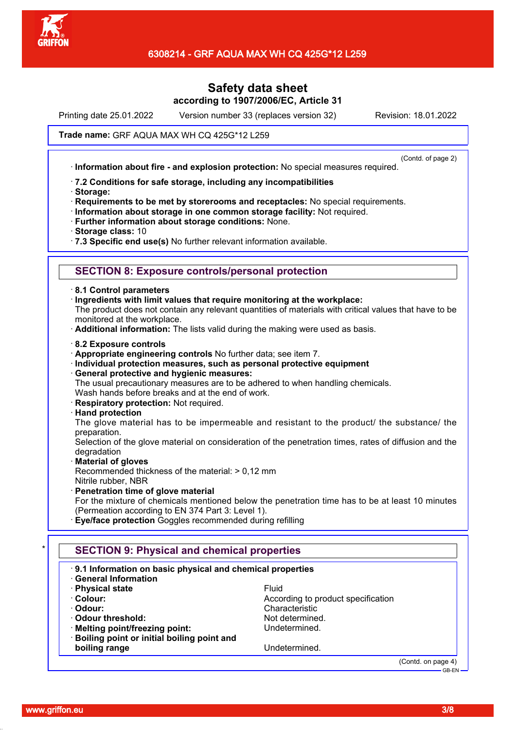# Safety data sheet

**according to 1907/2006/EC, Article 31**

Printing date 25.01.2022 Version number 33 (replaces version 32) Revision: 18.01.2022

**Trade name:** GRF AQUA MAX WH CQ 425G*12 L259

(Contd. of page 2)

· **Information about fire - and explosion protection:** No special measures required.

· **7.2 Conditions for safe storage, including any incompatibilities**
· **Storage:**
· **Requirements to be met by storerooms and receptacles:** No special requirements.
· **Information about storage in one common storage facility:** Not required.
· **Further information about storage conditions:** None.
· **Storage class:** 10
· **7.3 Specific end use(s)** No further relevant information available.

## SECTION 8: Exposure controls/personal protection

· **8.1 Control parameters**
· **Ingredients with limit values that require monitoring at the workplace:**
The product does not contain any relevant quantities of materials with critical values that have to be monitored at the workplace.
· **Additional information:** The lists valid during the making were used as basis.

· **8.2 Exposure controls**
· **Appropriate engineering controls** No further data; see item 7.
· **Individual protection measures, such as personal protective equipment**
· **General protective and hygienic measures:**
The usual precautionary measures are to be adhered to when handling chemicals.
Wash hands before breaks and at the end of work.
· **Respiratory protection:** Not required.
· **Hand protection**
The glove material has to be impermeable and resistant to the product/ the substance/ the preparation.
Selection of the glove material on consideration of the penetration times, rates of diffusion and the degradation
· **Material of gloves**
Recommended thickness of the material: > 0,12 mm
Nitrile rubber, NBR
· **Penetration time of glove material**
For the mixture of chemicals mentioned below the penetration time has to be at least 10 minutes (Permeation according to EN 374 Part 3: Level 1).
· **Eye/face protection** Goggles recommended during refilling

\* 

## SECTION 9: Physical and chemical properties

· **9.1 Information on basic physical and chemical properties**
· **General Information**

| | |
|---|---|
| · **Physical state** | Fluid |
| · **Colour:** | According to product specification |
| · **Odour:** | Characteristic |
| · **Odour threshold:** | Not determined. |
| · **Melting point/freezing point:** | Undetermined. |
| · **Boiling point or initial boiling point and boiling range** | Undetermined. |

(Contd. on page 4)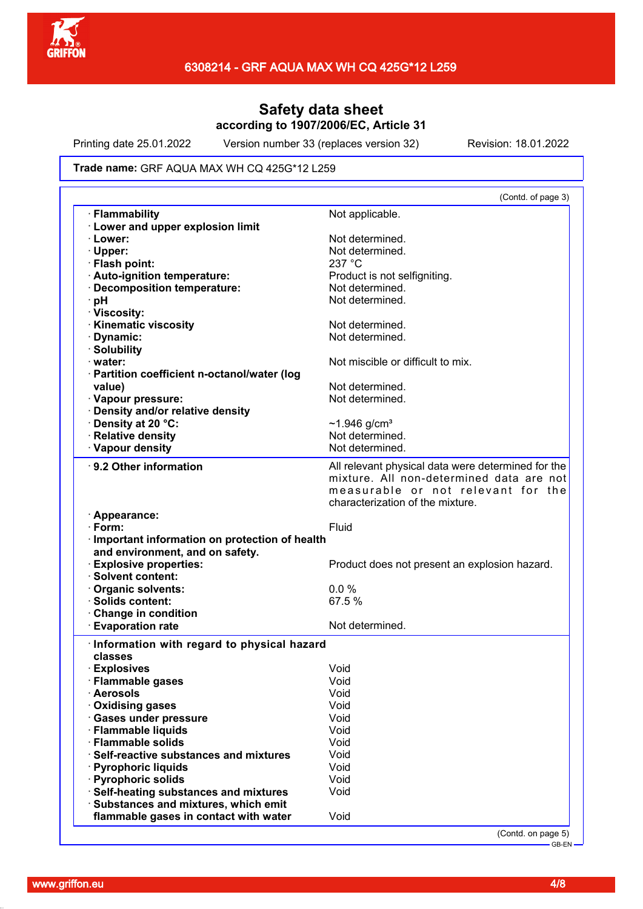# Safety data sheet

**according to 1907/2006/EC, Article 31**

Printing date 25.01.2022 Version number 33 (replaces version 32) Revision: 18.01.2022

**Trade name:** GRF AQUA MAX WH CQ 425G*12 L259

(Contd. of page 3)

| | |
|---|---|
| · **Flammability** | Not applicable. |
| · **Lower and upper explosion limit** | |
| · **Lower:** | Not determined. |
| · **Upper:** | Not determined. |
| · **Flash point:** | 237 °C |
| · **Auto-ignition temperature:** | Product is not selfigniting. |
| · **Decomposition temperature:** | Not determined. |
| · **pH** | Not determined. |
| · **Viscosity:** | |
| · **Kinematic viscosity** | Not determined. |
| · **Dynamic:** | Not determined. |
| · **Solubility** | |
| · **water:** | Not miscible or difficult to mix. |
| · **Partition coefficient n-octanol/water (log value)** | Not determined. |
| · **Vapour pressure:** | Not determined. |
| · **Density and/or relative density** | |
| · **Density at 20 °C:** | ~1.946 g/cm³ |
| · **Relative density** | Not determined. |
| · **Vapour density** | Not determined. |

| | |
|---|---|
| · **9.2 Other information** | All relevant physical data were determined for the mixture. All non-determined data are not measurable or not relevant for the characterization of the mixture. |
| · **Appearance:** | |
| · **Form:** | Fluid |
| · **Important information on protection of health and environment, and on safety.** | |
| · **Explosive properties:** | Product does not present an explosion hazard. |
| · **Solvent content:** | |
| · **Organic solvents:** | 0.0 % |
| · **Solids content:** | 67.5 % |
| · **Change in condition** | |
| · **Evaporation rate** | Not determined. |

| | |
|---|---|
| · **Information with regard to physical hazard classes** | |
| · **Explosives** | Void |
| · **Flammable gases** | Void |
| · **Aerosols** | Void |
| · **Oxidising gases** | Void |
| · **Gases under pressure** | Void |
| · **Flammable liquids** | Void |
| · **Flammable solids** | Void |
| · **Self-reactive substances and mixtures** | Void |
| · **Pyrophoric liquids** | Void |
| · **Pyrophoric solids** | Void |
| · **Self-heating substances and mixtures** | Void |
| · **Substances and mixtures, which emit flammable gases in contact with water** | Void |

(Contd. on page 5)

GB-EN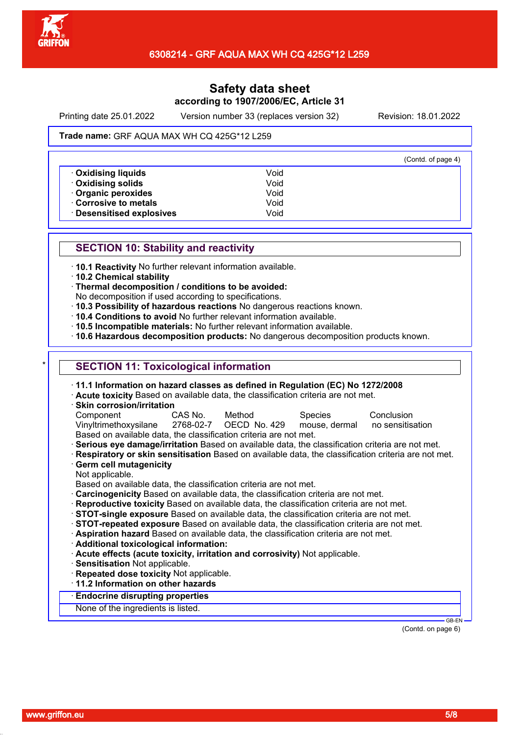# Safety data sheet
## according to 1907/2006/EC, Article 31

Printing date 25.01.2022 Version number 33 (replaces version 32) Revision: 18.01.2022

**Trade name:** GRF AQUA MAX WH CQ 425G*12 L259

(Contd. of page 4)

| | |
|---|---|
| · **Oxidising liquids** | Void |
| · **Oxidising solids** | Void |
| · **Organic peroxides** | Void |
| · **Corrosive to metals** | Void |
| · **Desensitised explosives** | Void |

## SECTION 10: Stability and reactivity

· **10.1 Reactivity** No further relevant information available.
· **10.2 Chemical stability**
· **Thermal decomposition / conditions to be avoided:**
No decomposition if used according to specifications.
· **10.3 Possibility of hazardous reactions** No dangerous reactions known.
· **10.4 Conditions to avoid** No further relevant information available.
· **10.5 Incompatible materials:** No further relevant information available.
· **10.6 Hazardous decomposition products:** No dangerous decomposition products known.

*

## SECTION 11: Toxicological information

· **11.1 Information on hazard classes as defined in Regulation (EC) No 1272/2008**
· **Acute toxicity** Based on available data, the classification criteria are not met.
· **Skin corrosion/irritation**

| Component | CAS No. | Method | Species | Conclusion |
|---|---|---|---|---|
| Vinyltrimethoxysilane | 2768-02-7 | OECD No. 429 | mouse, dermal | no sensitisation |

Based on available data, the classification criteria are not met.
· **Serious eye damage/irritation** Based on available data, the classification criteria are not met.
· **Respiratory or skin sensitisation** Based on available data, the classification criteria are not met.
· **Germ cell mutagenicity**
Not applicable.
Based on available data, the classification criteria are not met.
· **Carcinogenicity** Based on available data, the classification criteria are not met.
· **Reproductive toxicity** Based on available data, the classification criteria are not met.
· **STOT-single exposure** Based on available data, the classification criteria are not met.
· **STOT-repeated exposure** Based on available data, the classification criteria are not met.
· **Aspiration hazard** Based on available data, the classification criteria are not met.
· **Additional toxicological information:**
· **Acute effects (acute toxicity, irritation and corrosivity)** Not applicable.
· **Sensitisation** Not applicable.
· **Repeated dose toxicity** Not applicable.
· **11.2 Information on other hazards**

· **Endocrine disrupting properties**
None of the ingredients is listed.

GB-EN

(Contd. on page 6)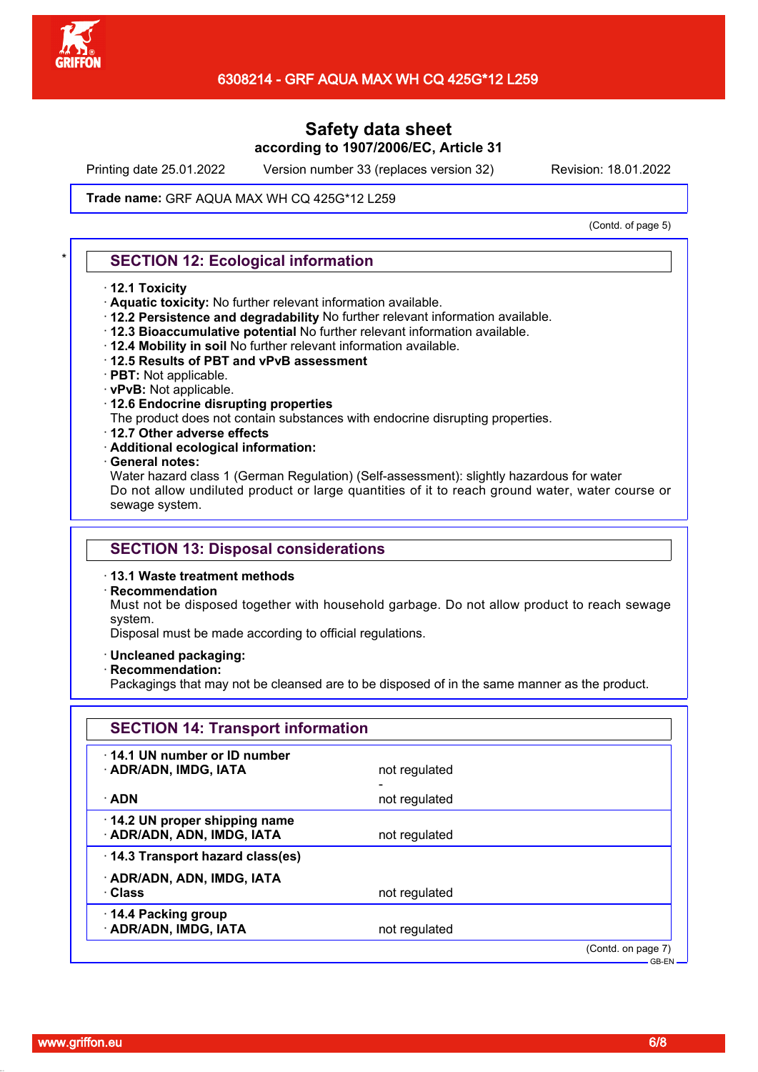# Safety data sheet

**according to 1907/2006/EC, Article 31**

Printing date 25.01.2022 Version number 33 (replaces version 32) Revision: 18.01.2022

**Trade name:** GRF AQUA MAX WH CQ 425G*12 L259

(Contd. of page 5)

## SECTION 12: Ecological information

· **12.1 Toxicity**
· **Aquatic toxicity:** No further relevant information available.
· **12.2 Persistence and degradability** No further relevant information available.
· **12.3 Bioaccumulative potential** No further relevant information available.
· **12.4 Mobility in soil** No further relevant information available.
· **12.5 Results of PBT and vPvB assessment**
· **PBT:** Not applicable.
· **vPvB:** Not applicable.
· **12.6 Endocrine disrupting properties**
The product does not contain substances with endocrine disrupting properties.
· **12.7 Other adverse effects**
· **Additional ecological information:**
· **General notes:**
Water hazard class 1 (German Regulation) (Self-assessment): slightly hazardous for water
Do not allow undiluted product or large quantities of it to reach ground water, water course or sewage system.

## SECTION 13: Disposal considerations

· **13.1 Waste treatment methods**
· **Recommendation**
Must not be disposed together with household garbage. Do not allow product to reach sewage system.
Disposal must be made according to official regulations.

· **Uncleaned packaging:**
· **Recommendation:**
Packagings that may not be cleansed are to be disposed of in the same manner as the product.

## SECTION 14: Transport information

| | |
|---|---|
| · **14.1 UN number or ID number** | |
| · **ADR/ADN, IMDG, IATA** | not regulated |
| | - |
| · **ADN** | not regulated |
| · **14.2 UN proper shipping name** | |
| · **ADR/ADN, ADN, IMDG, IATA** | not regulated |
| · **14.3 Transport hazard class(es)** | |
| · **ADR/ADN, ADN, IMDG, IATA** | |
| · **Class** | not regulated |
| · **14.4 Packing group** | |
| · **ADR/ADN, IMDG, IATA** | not regulated |

(Contd. on page 7)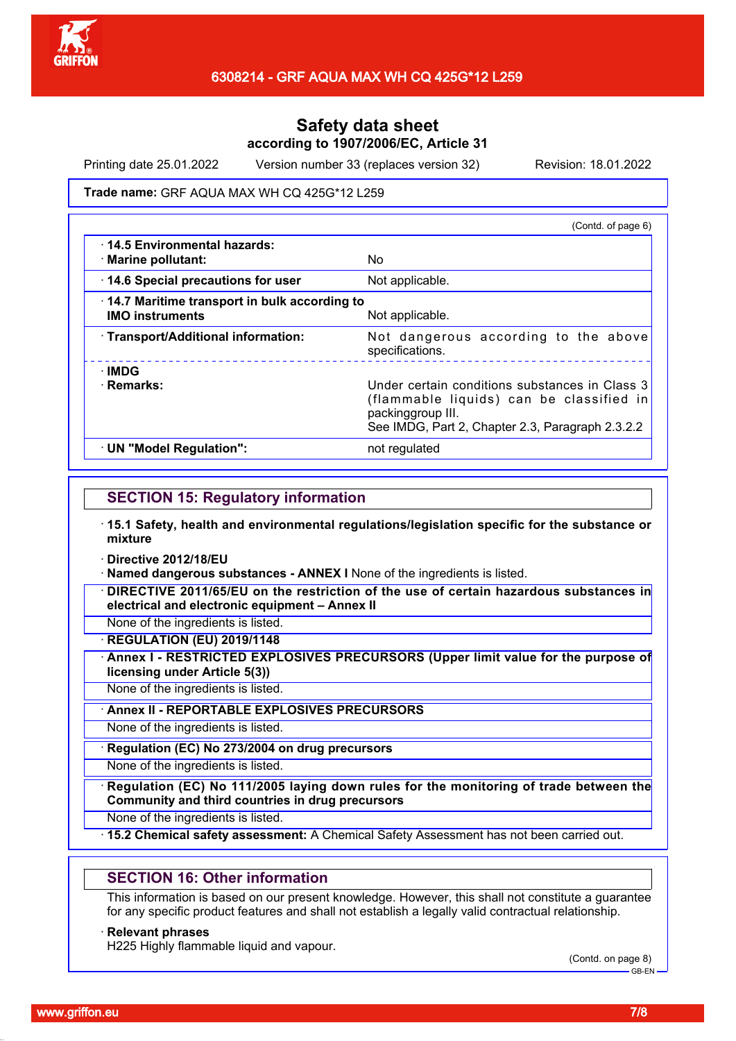# Safety data sheet
according to 1907/2006/EC, Article 31

Printing date 25.01.2022 Version number 33 (replaces version 32) Revision: 18.01.2022

**Trade name:** GRF AQUA MAX WH CQ 425G*12 L259

(Contd. of page 6)

| | |
|---|---|
| · **14.5 Environmental hazards:** · **Marine pollutant:** | No |
| · **14.6 Special precautions for user** | Not applicable. |
| · **14.7 Maritime transport in bulk according to IMO instruments** | Not applicable. |
| · **Transport/Additional information:** | Not dangerous according to the above specifications. |
| · **IMDG** · **Remarks:** | Under certain conditions substances in Class 3 (flammable liquids) can be classified in packinggroup III. See IMDG, Part 2, Chapter 2.3, Paragraph 2.3.2.2 |
| · **UN "Model Regulation":** | not regulated |

## SECTION 15: Regulatory information

· **15.1 Safety, health and environmental regulations/legislation specific for the substance or mixture**

· **Directive 2012/18/EU**
· **Named dangerous substances - ANNEX I** None of the ingredients is listed.

· **DIRECTIVE 2011/65/EU on the restriction of the use of certain hazardous substances in electrical and electronic equipment – Annex II**
None of the ingredients is listed.

· **REGULATION (EU) 2019/1148**

· **Annex I - RESTRICTED EXPLOSIVES PRECURSORS (Upper limit value for the purpose of licensing under Article 5(3))**
None of the ingredients is listed.

· **Annex II - REPORTABLE EXPLOSIVES PRECURSORS**
None of the ingredients is listed.

· **Regulation (EC) No 273/2004 on drug precursors**
None of the ingredients is listed.

· **Regulation (EC) No 111/2005 laying down rules for the monitoring of trade between the Community and third countries in drug precursors**
None of the ingredients is listed.

· **15.2 Chemical safety assessment:** A Chemical Safety Assessment has not been carried out.

## SECTION 16: Other information

This information is based on our present knowledge. However, this shall not constitute a guarantee for any specific product features and shall not establish a legally valid contractual relationship.

· **Relevant phrases**
H225 Highly flammable liquid and vapour.

(Contd. on page 8)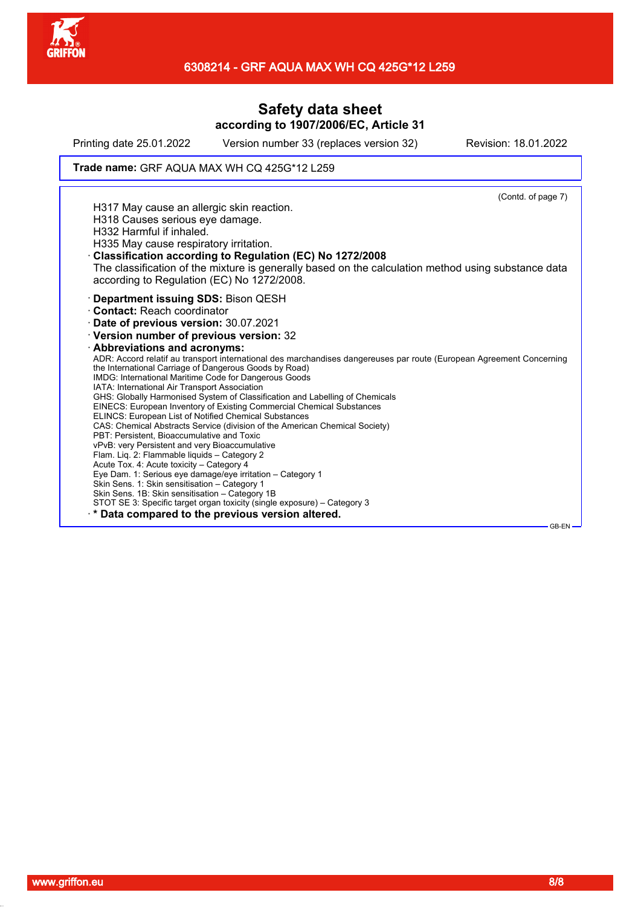# Safety data sheet

**according to 1907/2006/EC, Article 31**

Printing date 25.01.2022 Version number 33 (replaces version 32) Revision: 18.01.2022

**Trade name:** GRF AQUA MAX WH CQ 425G*12 L259

(Contd. of page 7)

H317 May cause an allergic skin reaction.
H318 Causes serious eye damage.
H332 Harmful if inhaled.
H335 May cause respiratory irritation.

· **Classification according to Regulation (EC) No 1272/2008**
The classification of the mixture is generally based on the calculation method using substance data according to Regulation (EC) No 1272/2008.

· **Department issuing SDS:** Bison QESH
· **Contact:** Reach coordinator
· **Date of previous version:** 30.07.2021
· **Version number of previous version:** 32
· **Abbreviations and acronyms:**
ADR: Accord relatif au transport international des marchandises dangereuses par route (European Agreement Concerning the International Carriage of Dangerous Goods by Road)
IMDG: International Maritime Code for Dangerous Goods
IATA: International Air Transport Association
GHS: Globally Harmonised System of Classification and Labelling of Chemicals
EINECS: European Inventory of Existing Commercial Chemical Substances
ELINCS: European List of Notified Chemical Substances
CAS: Chemical Abstracts Service (division of the American Chemical Society)
PBT: Persistent, Bioaccumulative and Toxic
vPvB: very Persistent and very Bioaccumulative
Flam. Liq. 2: Flammable liquids – Category 2
Acute Tox. 4: Acute toxicity – Category 4
Eye Dam. 1: Serious eye damage/eye irritation – Category 1
Skin Sens. 1: Skin sensitisation – Category 1
Skin Sens. 1B: Skin sensitisation – Category 1B
STOT SE 3: Specific target organ toxicity (single exposure) – Category 3

· **\* Data compared to the previous version altered.**

GB-EN